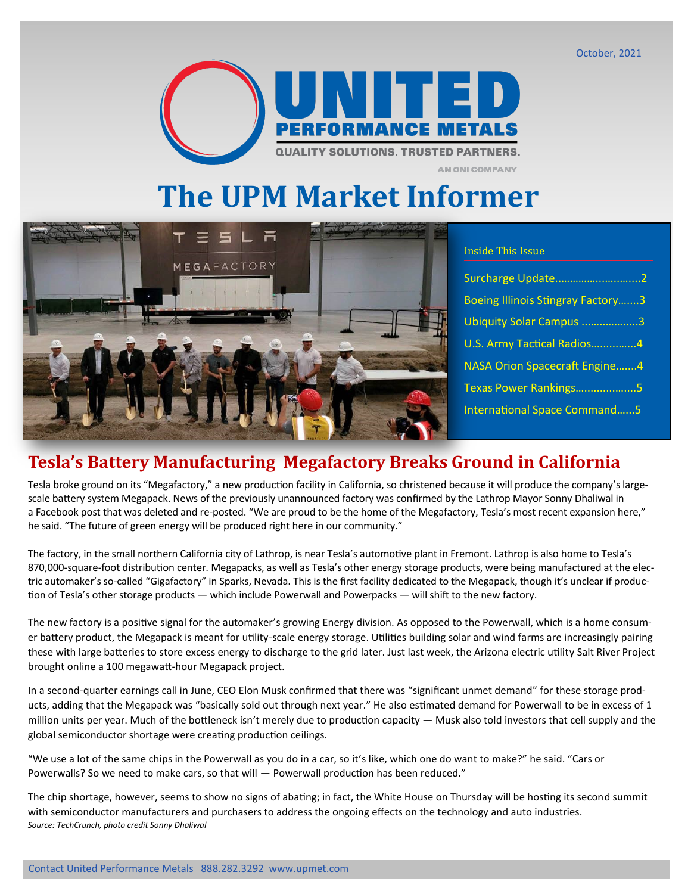October, 2021

# The UPM Market Informer

### Inside This Issue

- Surcharge Update.............................2
- Boeing Illinois Stingray Factory.......3
- Ubiquity Solar Campus ...................3
- U.S. Army Tactical Radios...............4
- NASA Orion Spacecraft Engine.......4
- Texas Power Rankings....................5
- International Space Command......5

## Tesla's Battery Manufacturing Megafactory Breaks Ground in California

Tesla broke ground on its "Megafactory," a new production facility in California, so christened because it will produce the company's large-scale battery system Megapack. News of the previously unannounced factory was confirmed by the Lathrop Mayor Sonny Dhaliwal in a Facebook post that was deleted and re-posted. "We are proud to be the home of the Megafactory, Tesla's most recent expansion here," he said. "The future of green energy will be produced right here in our community."

The factory, in the small northern California city of Lathrop, is near Tesla's automotive plant in Fremont. Lathrop is also home to Tesla's 870,000-square-foot distribution center. Megapacks, as well as Tesla's other energy storage products, were being manufactured at the electric automaker's so-called "Gigafactory" in Sparks, Nevada. This is the first facility dedicated to the Megapack, though it's unclear if production of Tesla's other storage products — which include Powerwall and Powerpacks — will shift to the new factory.

The new factory is a positive signal for the automaker's growing Energy division. As opposed to the Powerwall, which is a home consumer battery product, the Megapack is meant for utility-scale energy storage. Utilities building solar and wind farms are increasingly pairing these with large batteries to store excess energy to discharge to the grid later. Just last week, the Arizona electric utility Salt River Project brought online a 100 megawatt-hour Megapack project.

In a second-quarter earnings call in June, CEO Elon Musk confirmed that there was "significant unmet demand" for these storage products, adding that the Megapack was "basically sold out through next year." He also estimated demand for Powerwall to be in excess of 1 million units per year. Much of the bottleneck isn't merely due to production capacity — Musk also told investors that cell supply and the global semiconductor shortage were creating production ceilings.

"We use a lot of the same chips in the Powerwall as you do in a car, so it's like, which one do want to make?" he said. "Cars or Powerwalls? So we need to make cars, so that will — Powerwall production has been reduced."

The chip shortage, however, seems to show no signs of abating; in fact, the White House on Thursday will be hosting its second summit with semiconductor manufacturers and purchasers to address the ongoing effects on the technology and auto industries.

*Source: TechCrunch, photo credit Sonny Dhaliwal*

Contact United Performance Metals 888.282.3292 www.upmet.com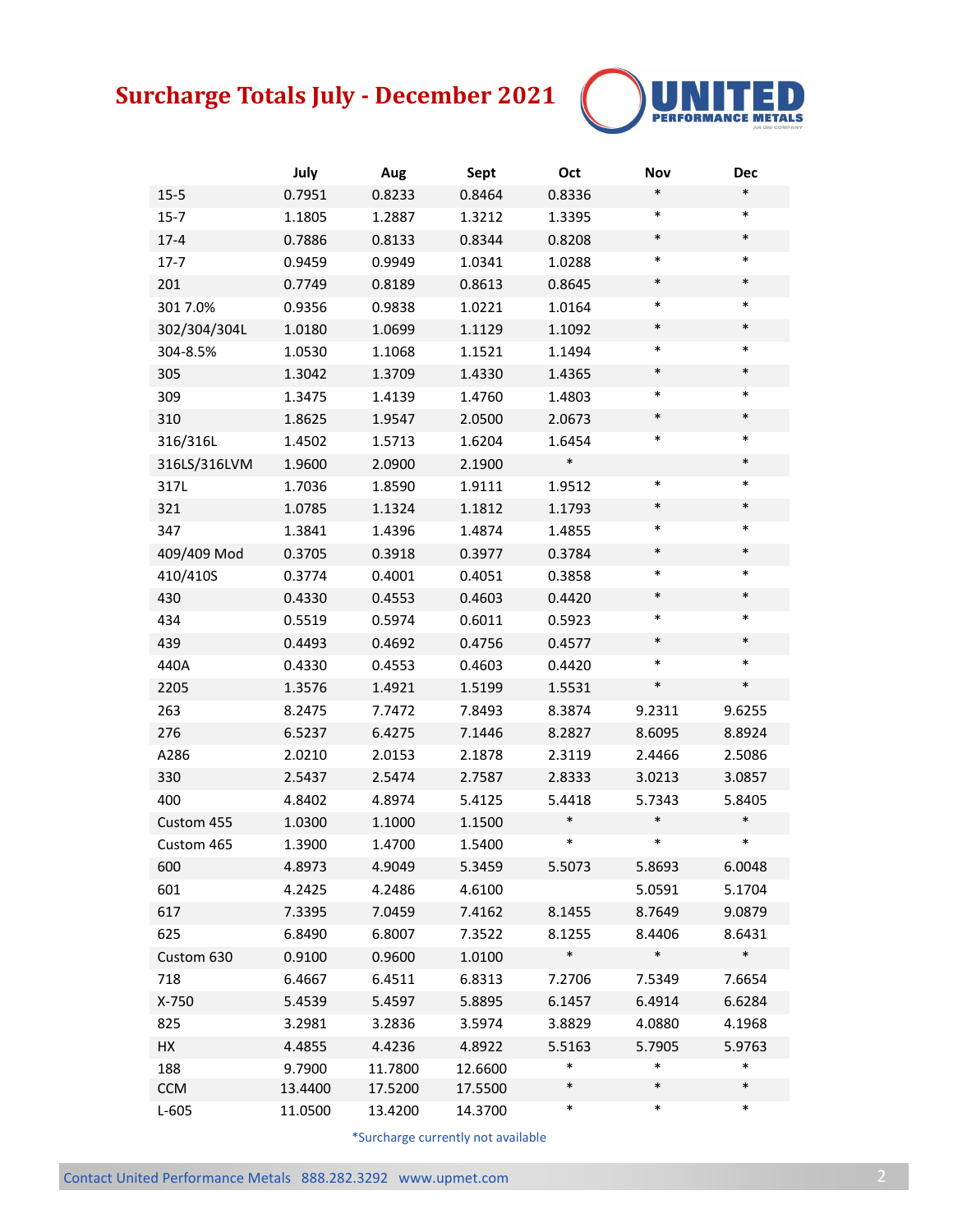# Surcharge Totals July - December 2021

| | July | Aug | Sept | Oct | Nov | Dec |
|---|---|---|---|---|---|---|
| 15-5 | 0.7951 | 0.8233 | 0.8464 | 0.8336 | * | * |
| 15-7 | 1.1805 | 1.2887 | 1.3212 | 1.3395 | * | * |
| 17-4 | 0.7886 | 0.8133 | 0.8344 | 0.8208 | * | * |
| 17-7 | 0.9459 | 0.9949 | 1.0341 | 1.0288 | * | * |
| 201 | 0.7749 | 0.8189 | 0.8613 | 0.8645 | * | * |
| 301 7.0% | 0.9356 | 0.9838 | 1.0221 | 1.0164 | * | * |
| 302/304/304L | 1.0180 | 1.0699 | 1.1129 | 1.1092 | * | * |
| 304-8.5% | 1.0530 | 1.1068 | 1.1521 | 1.1494 | * | * |
| 305 | 1.3042 | 1.3709 | 1.4330 | 1.4365 | * | * |
| 309 | 1.3475 | 1.4139 | 1.4760 | 1.4803 | * | * |
| 310 | 1.8625 | 1.9547 | 2.0500 | 2.0673 | * | * |
| 316/316L | 1.4502 | 1.5713 | 1.6204 | 1.6454 | * | * |
| 316LS/316LVM | 1.9600 | 2.0900 | 2.1900 | * | | * |
| 317L | 1.7036 | 1.8590 | 1.9111 | 1.9512 | * | * |
| 321 | 1.0785 | 1.1324 | 1.1812 | 1.1793 | * | * |
| 347 | 1.3841 | 1.4396 | 1.4874 | 1.4855 | * | * |
| 409/409 Mod | 0.3705 | 0.3918 | 0.3977 | 0.3784 | * | * |
| 410/410S | 0.3774 | 0.4001 | 0.4051 | 0.3858 | * | * |
| 430 | 0.4330 | 0.4553 | 0.4603 | 0.4420 | * | * |
| 434 | 0.5519 | 0.5974 | 0.6011 | 0.5923 | * | * |
| 439 | 0.4493 | 0.4692 | 0.4756 | 0.4577 | * | * |
| 440A | 0.4330 | 0.4553 | 0.4603 | 0.4420 | * | * |
| 2205 | 1.3576 | 1.4921 | 1.5199 | 1.5531 | * | * |
| 263 | 8.2475 | 7.7472 | 7.8493 | 8.3874 | 9.2311 | 9.6255 |
| 276 | 6.5237 | 6.4275 | 7.1446 | 8.2827 | 8.6095 | 8.8924 |
| A286 | 2.0210 | 2.0153 | 2.1878 | 2.3119 | 2.4466 | 2.5086 |
| 330 | 2.5437 | 2.5474 | 2.7587 | 2.8333 | 3.0213 | 3.0857 |
| 400 | 4.8402 | 4.8974 | 5.4125 | 5.4418 | 5.7343 | 5.8405 |
| Custom 455 | 1.0300 | 1.1000 | 1.1500 | * | * | * |
| Custom 465 | 1.3900 | 1.4700 | 1.5400 | * | * | * |
| 600 | 4.8973 | 4.9049 | 5.3459 | 5.5073 | 5.8693 | 6.0048 |
| 601 | 4.2425 | 4.2486 | 4.6100 | | 5.0591 | 5.1704 |
| 617 | 7.3395 | 7.0459 | 7.4162 | 8.1455 | 8.7649 | 9.0879 |
| 625 | 6.8490 | 6.8007 | 7.3522 | 8.1255 | 8.4406 | 8.6431 |
| Custom 630 | 0.9100 | 0.9600 | 1.0100 | * | * | * |
| 718 | 6.4667 | 6.4511 | 6.8313 | 7.2706 | 7.5349 | 7.6654 |
| X-750 | 5.4539 | 5.4597 | 5.8895 | 6.1457 | 6.4914 | 6.6284 |
| 825 | 3.2981 | 3.2836 | 3.5974 | 3.8829 | 4.0880 | 4.1968 |
| HX | 4.4855 | 4.4236 | 4.8922 | 5.5163 | 5.7905 | 5.9763 |
| 188 | 9.7900 | 11.7800 | 12.6600 | * | * | * |
| CCM | 13.4400 | 17.5200 | 17.5500 | * | * | * |
| L-605 | 11.0500 | 13.4200 | 14.3700 | * | * | * |

*Surcharge currently not available

Contact United Performance Metals 888.282.3292 www.upmet.com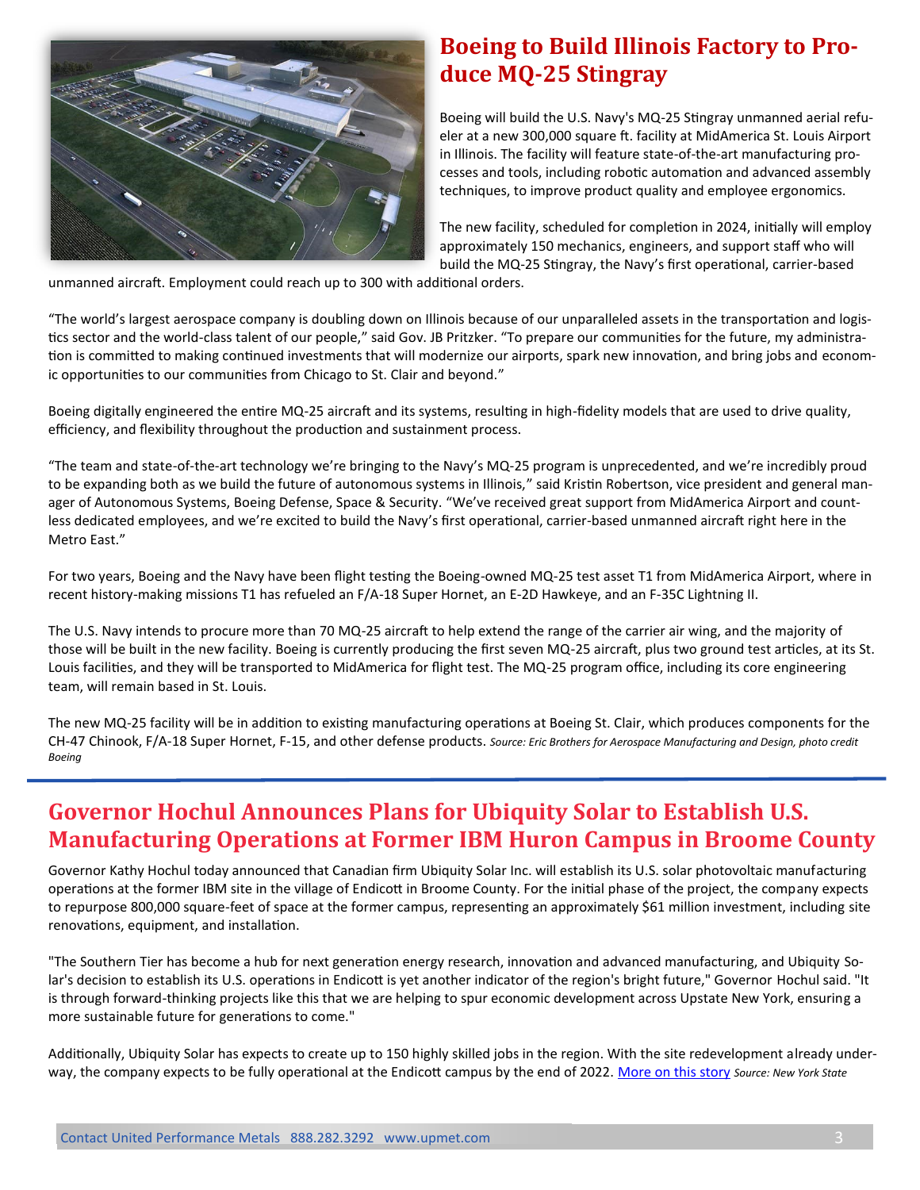## Boeing to Build Illinois Factory to Produce MQ-25 Stingray

Boeing will build the U.S. Navy's MQ-25 Stingray unmanned aerial refueler at a new 300,000 square ft. facility at MidAmerica St. Louis Airport in Illinois. The facility will feature state-of-the-art manufacturing processes and tools, including robotic automation and advanced assembly techniques, to improve product quality and employee ergonomics.

The new facility, scheduled for completion in 2024, initially will employ approximately 150 mechanics, engineers, and support staff who will build the MQ-25 Stingray, the Navy's first operational, carrier-based unmanned aircraft. Employment could reach up to 300 with additional orders.

"The world's largest aerospace company is doubling down on Illinois because of our unparalleled assets in the transportation and logistics sector and the world-class talent of our people," said Gov. JB Pritzker. "To prepare our communities for the future, my administration is committed to making continued investments that will modernize our airports, spark new innovation, and bring jobs and economic opportunities to our communities from Chicago to St. Clair and beyond."

Boeing digitally engineered the entire MQ-25 aircraft and its systems, resulting in high-fidelity models that are used to drive quality, efficiency, and flexibility throughout the production and sustainment process.

"The team and state-of-the-art technology we're bringing to the Navy's MQ-25 program is unprecedented, and we're incredibly proud to be expanding both as we build the future of autonomous systems in Illinois," said Kristin Robertson, vice president and general manager of Autonomous Systems, Boeing Defense, Space & Security. "We've received great support from MidAmerica Airport and countless dedicated employees, and we're excited to build the Navy's first operational, carrier-based unmanned aircraft right here in the Metro East."

For two years, Boeing and the Navy have been flight testing the Boeing-owned MQ-25 test asset T1 from MidAmerica Airport, where in recent history-making missions T1 has refueled an F/A-18 Super Hornet, an E-2D Hawkeye, and an F-35C Lightning II.

The U.S. Navy intends to procure more than 70 MQ-25 aircraft to help extend the range of the carrier air wing, and the majority of those will be built in the new facility. Boeing is currently producing the first seven MQ-25 aircraft, plus two ground test articles, at its St. Louis facilities, and they will be transported to MidAmerica for flight test. The MQ-25 program office, including its core engineering team, will remain based in St. Louis.

The new MQ-25 facility will be in addition to existing manufacturing operations at Boeing St. Clair, which produces components for the CH-47 Chinook, F/A-18 Super Hornet, F-15, and other defense products. *Source: Eric Brothers for Aerospace Manufacturing and Design, photo credit Boeing*

## Governor Hochul Announces Plans for Ubiquity Solar to Establish U.S. Manufacturing Operations at Former IBM Huron Campus in Broome County

Governor Kathy Hochul today announced that Canadian firm Ubiquity Solar Inc. will establish its U.S. solar photovoltaic manufacturing operations at the former IBM site in the village of Endicott in Broome County. For the initial phase of the project, the company expects to repurpose 800,000 square-feet of space at the former campus, representing an approximately $61 million investment, including site renovations, equipment, and installation.

"The Southern Tier has become a hub for next generation energy research, innovation and advanced manufacturing, and Ubiquity Solar's decision to establish its U.S. operations in Endicott is yet another indicator of the region's bright future," Governor Hochul said. "It is through forward-thinking projects like this that we are helping to spur economic development across Upstate New York, ensuring a more sustainable future for generations to come."

Additionally, Ubiquity Solar has expects to create up to 150 highly skilled jobs in the region. With the site redevelopment already underway, the company expects to be fully operational at the Endicott campus by the end of 2022. More on this story *Source: New York State*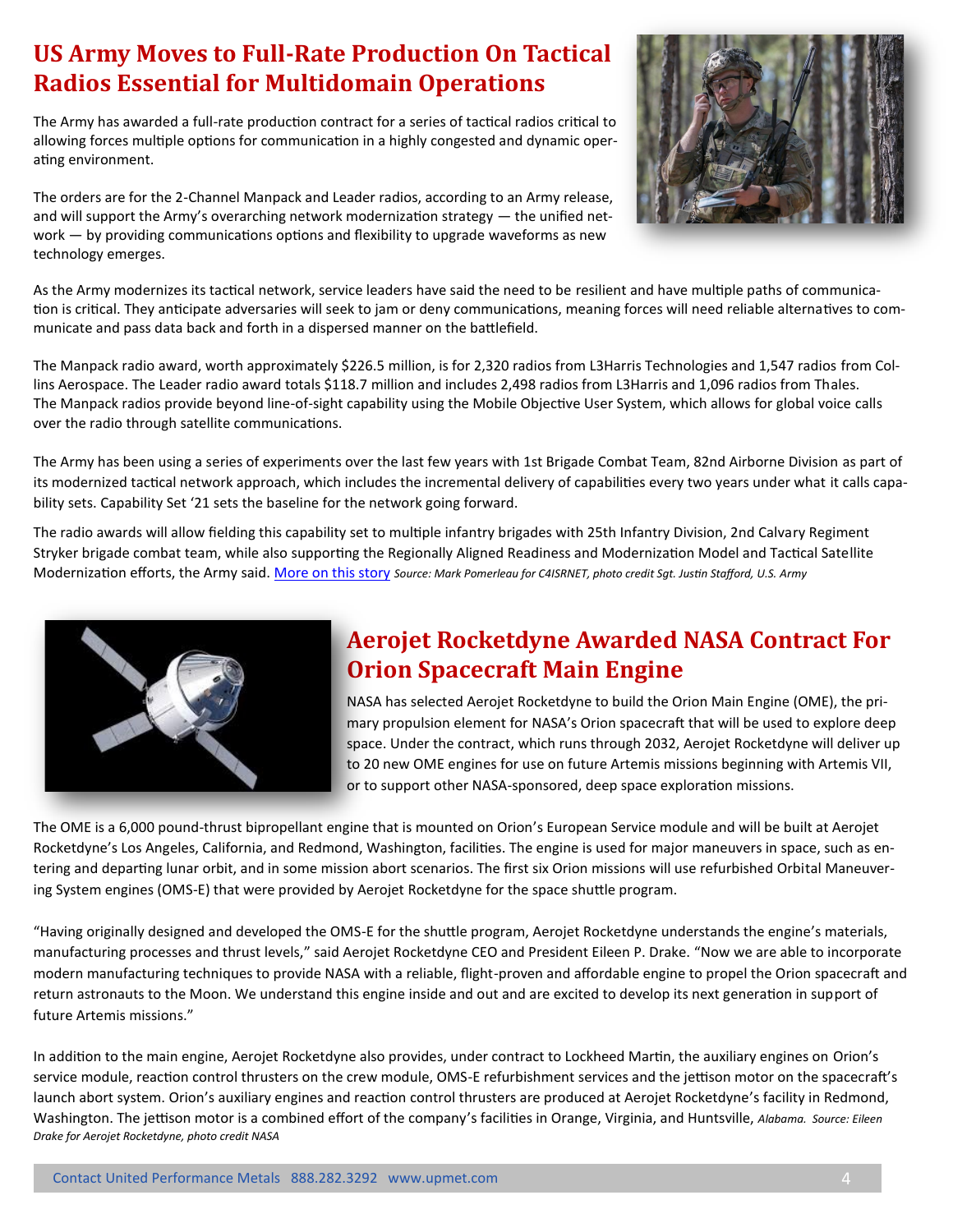## US Army Moves to Full-Rate Production On Tactical Radios Essential for Multidomain Operations

The Army has awarded a full-rate production contract for a series of tactical radios critical to allowing forces multiple options for communication in a highly congested and dynamic operating environment.

The orders are for the 2-Channel Manpack and Leader radios, according to an Army release, and will support the Army's overarching network modernization strategy — the unified network — by providing communications options and flexibility to upgrade waveforms as new technology emerges.

As the Army modernizes its tactical network, service leaders have said the need to be resilient and have multiple paths of communication is critical. They anticipate adversaries will seek to jam or deny communications, meaning forces will need reliable alternatives to communicate and pass data back and forth in a dispersed manner on the battlefield.

The Manpack radio award, worth approximately $226.5 million, is for 2,320 radios from L3Harris Technologies and 1,547 radios from Collins Aerospace. The Leader radio award totals $118.7 million and includes 2,498 radios from L3Harris and 1,096 radios from Thales. The Manpack radios provide beyond line-of-sight capability using the Mobile Objective User System, which allows for global voice calls over the radio through satellite communications.

The Army has been using a series of experiments over the last few years with 1st Brigade Combat Team, 82nd Airborne Division as part of its modernized tactical network approach, which includes the incremental delivery of capabilities every two years under what it calls capability sets. Capability Set '21 sets the baseline for the network going forward.

The radio awards will allow fielding this capability set to multiple infantry brigades with 25th Infantry Division, 2nd Calvary Regiment Stryker brigade combat team, while also supporting the Regionally Aligned Readiness and Modernization Model and Tactical Satellite Modernization efforts, the Army said. More on this story *Source: Mark Pomerleau for C4ISRNET, photo credit Sgt. Justin Stafford, U.S. Army*

## Aerojet Rocketdyne Awarded NASA Contract For Orion Spacecraft Main Engine

NASA has selected Aerojet Rocketdyne to build the Orion Main Engine (OME), the primary propulsion element for NASA's Orion spacecraft that will be used to explore deep space. Under the contract, which runs through 2032, Aerojet Rocketdyne will deliver up to 20 new OME engines for use on future Artemis missions beginning with Artemis VII, or to support other NASA-sponsored, deep space exploration missions.

The OME is a 6,000 pound-thrust bipropellant engine that is mounted on Orion's European Service module and will be built at Aerojet Rocketdyne's Los Angeles, California, and Redmond, Washington, facilities. The engine is used for major maneuvers in space, such as entering and departing lunar orbit, and in some mission abort scenarios. The first six Orion missions will use refurbished Orbital Maneuvering System engines (OMS-E) that were provided by Aerojet Rocketdyne for the space shuttle program.

"Having originally designed and developed the OMS-E for the shuttle program, Aerojet Rocketdyne understands the engine's materials, manufacturing processes and thrust levels," said Aerojet Rocketdyne CEO and President Eileen P. Drake. "Now we are able to incorporate modern manufacturing techniques to provide NASA with a reliable, flight-proven and affordable engine to propel the Orion spacecraft and return astronauts to the Moon. We understand this engine inside and out and are excited to develop its next generation in support of future Artemis missions."

In addition to the main engine, Aerojet Rocketdyne also provides, under contract to Lockheed Martin, the auxiliary engines on Orion's service module, reaction control thrusters on the crew module, OMS-E refurbishment services and the jettison motor on the spacecraft's launch abort system. Orion's auxiliary engines and reaction control thrusters are produced at Aerojet Rocketdyne's facility in Redmond, Washington. The jettison motor is a combined effort of the company's facilities in Orange, Virginia, and Huntsville, *Alabama. Source: Eileen Drake for Aerojet Rocketdyne, photo credit NASA*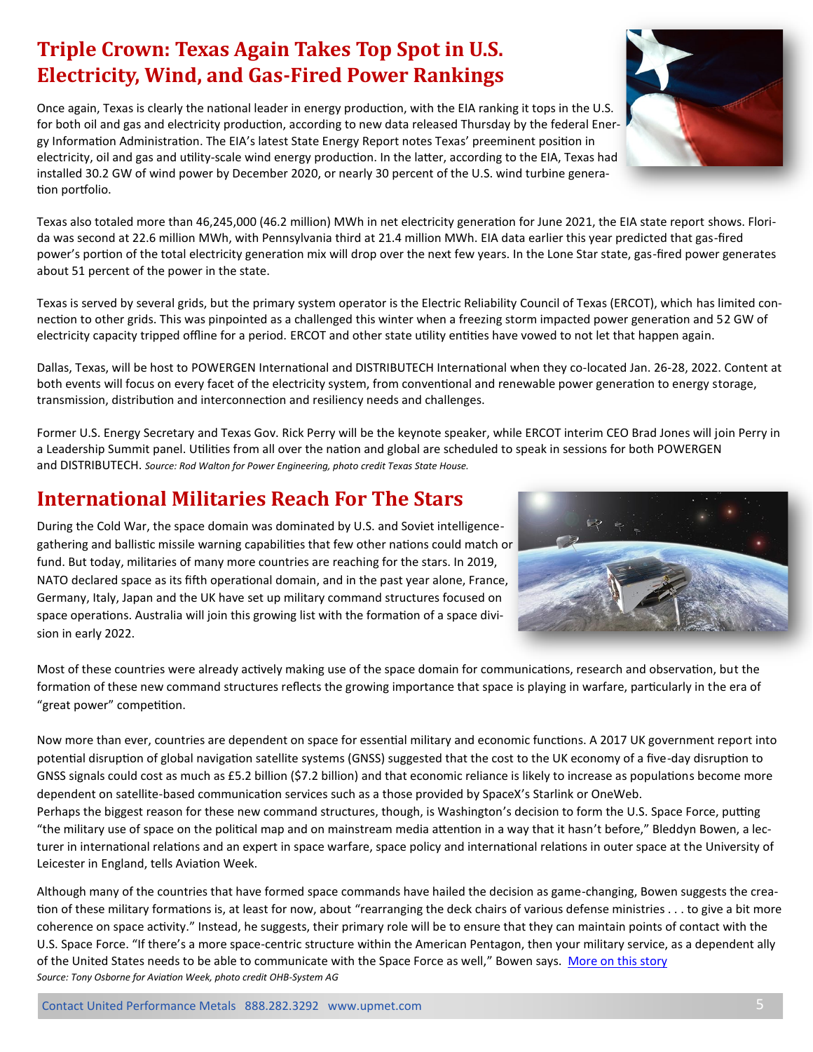## Triple Crown: Texas Again Takes Top Spot in U.S. Electricity, Wind, and Gas-Fired Power Rankings

Once again, Texas is clearly the national leader in energy production, with the EIA ranking it tops in the U.S. for both oil and gas and electricity production, according to new data released Thursday by the federal Energy Information Administration. The EIA's latest State Energy Report notes Texas' preeminent position in electricity, oil and gas and utility-scale wind energy production. In the latter, according to the EIA, Texas had installed 30.2 GW of wind power by December 2020, or nearly 30 percent of the U.S. wind turbine generation portfolio.

Texas also totaled more than 46,245,000 (46.2 million) MWh in net electricity generation for June 2021, the EIA state report shows. Florida was second at 22.6 million MWh, with Pennsylvania third at 21.4 million MWh. EIA data earlier this year predicted that gas-fired power's portion of the total electricity generation mix will drop over the next few years. In the Lone Star state, gas-fired power generates about 51 percent of the power in the state.

Texas is served by several grids, but the primary system operator is the Electric Reliability Council of Texas (ERCOT), which has limited connection to other grids. This was pinpointed as a challenged this winter when a freezing storm impacted power generation and 52 GW of electricity capacity tripped offline for a period. ERCOT and other state utility entities have vowed to not let that happen again.

Dallas, Texas, will be host to POWERGEN International and DISTRIBUTECH International when they co-located Jan. 26-28, 2022. Content at both events will focus on every facet of the electricity system, from conventional and renewable power generation to energy storage, transmission, distribution and interconnection and resiliency needs and challenges.

Former U.S. Energy Secretary and Texas Gov. Rick Perry will be the keynote speaker, while ERCOT interim CEO Brad Jones will join Perry in a Leadership Summit panel. Utilities from all over the nation and global are scheduled to speak in sessions for both POWERGEN and DISTRIBUTECH. *Source: Rod Walton for Power Engineering, photo credit Texas State House.*

## International Militaries Reach For The Stars

During the Cold War, the space domain was dominated by U.S. and Soviet intelligence-gathering and ballistic missile warning capabilities that few other nations could match or fund. But today, militaries of many more countries are reaching for the stars. In 2019, NATO declared space as its fifth operational domain, and in the past year alone, France, Germany, Italy, Japan and the UK have set up military command structures focused on space operations. Australia will join this growing list with the formation of a space division in early 2022.

Most of these countries were already actively making use of the space domain for communications, research and observation, but the formation of these new command structures reflects the growing importance that space is playing in warfare, particularly in the era of "great power" competition.

Now more than ever, countries are dependent on space for essential military and economic functions. A 2017 UK government report into potential disruption of global navigation satellite systems (GNSS) suggested that the cost to the UK economy of a five-day disruption to GNSS signals could cost as much as £5.2 billion ($7.2 billion) and that economic reliance is likely to increase as populations become more dependent on satellite-based communication services such as a those provided by SpaceX's Starlink or OneWeb.
Perhaps the biggest reason for these new command structures, though, is Washington's decision to form the U.S. Space Force, putting "the military use of space on the political map and on mainstream media attention in a way that it hasn't before," Bleddyn Bowen, a lecturer in international relations and an expert in space warfare, space policy and international relations in outer space at the University of Leicester in England, tells Aviation Week.

Although many of the countries that have formed space commands have hailed the decision as game-changing, Bowen suggests the creation of these military formations is, at least for now, about "rearranging the deck chairs of various defense ministries . . . to give a bit more coherence on space activity." Instead, he suggests, their primary role will be to ensure that they can maintain points of contact with the U.S. Space Force. "If there's a more space-centric structure within the American Pentagon, then your military service, as a dependent ally of the United States needs to be able to communicate with the Space Force as well," Bowen says. More on this story
*Source: Tony Osborne for Aviation Week, photo credit OHB-System AG*

Contact United Performance Metals 888.282.3292 www.upmet.com